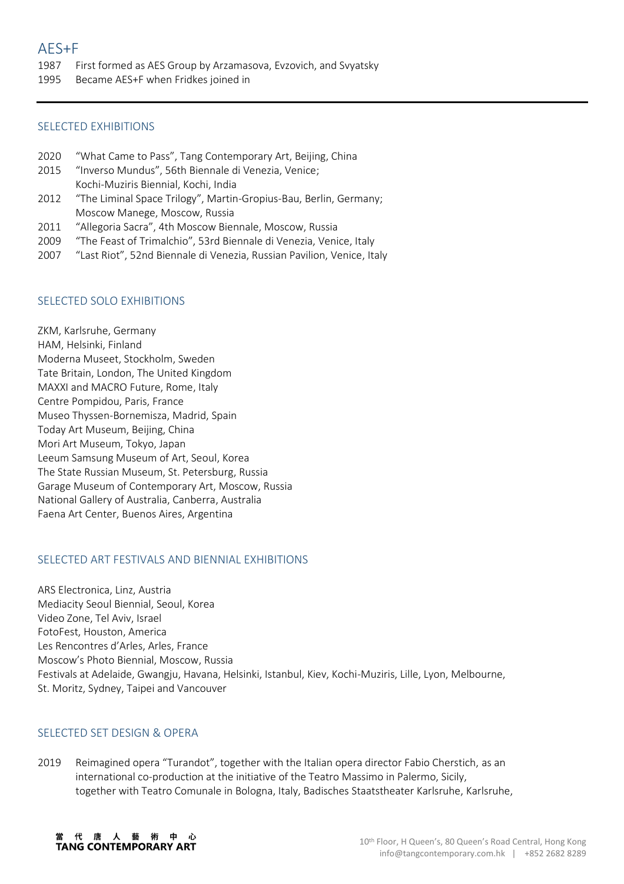# AES+F

1987 First formed as AES Group by Arzamasova, Evzovich, and Svyatsky
1995 Became AES+F when Fridkes joined in

---

## SELECTED EXHIBITIONS

2020 "What Came to Pass", Tang Contemporary Art, Beijing, China
2015 "Inverso Mundus", 56th Biennale di Venezia, Venice;
Kochi-Muziris Biennial, Kochi, India
2012 "The Liminal Space Trilogy", Martin-Gropius-Bau, Berlin, Germany;
Moscow Manege, Moscow, Russia
2011 "Allegoria Sacra", 4th Moscow Biennale, Moscow, Russia
2009 "The Feast of Trimalchio", 53rd Biennale di Venezia, Venice, Italy
2007 "Last Riot", 52nd Biennale di Venezia, Russian Pavilion, Venice, Italy

## SELECTED SOLO EXHIBITIONS

ZKM, Karlsruhe, Germany
HAM, Helsinki, Finland
Moderna Museet, Stockholm, Sweden
Tate Britain, London, The United Kingdom
MAXXI and MACRO Future, Rome, Italy
Centre Pompidou, Paris, France
Museo Thyssen-Bornemisza, Madrid, Spain
Today Art Museum, Beijing, China
Mori Art Museum, Tokyo, Japan
Leeum Samsung Museum of Art, Seoul, Korea
The State Russian Museum, St. Petersburg, Russia
Garage Museum of Contemporary Art, Moscow, Russia
National Gallery of Australia, Canberra, Australia
Faena Art Center, Buenos Aires, Argentina

## SELECTED ART FESTIVALS AND BIENNIAL EXHIBITIONS

ARS Electronica, Linz, Austria
Mediacity Seoul Biennial, Seoul, Korea
Video Zone, Tel Aviv, Israel
FotoFest, Houston, America
Les Rencontres d'Arles, Arles, France
Moscow's Photo Biennial, Moscow, Russia
Festivals at Adelaide, Gwangju, Havana, Helsinki, Istanbul, Kiev, Kochi-Muziris, Lille, Lyon, Melbourne, St. Moritz, Sydney, Taipei and Vancouver

## SELECTED SET DESIGN & OPERA

2019 Reimagined opera "Turandot", together with the Italian opera director Fabio Cherstich, as an international co-production at the initiative of the Teatro Massimo in Palermo, Sicily, together with Teatro Comunale in Bologna, Italy, Badisches Staatstheater Karlsruhe, Karlsruhe,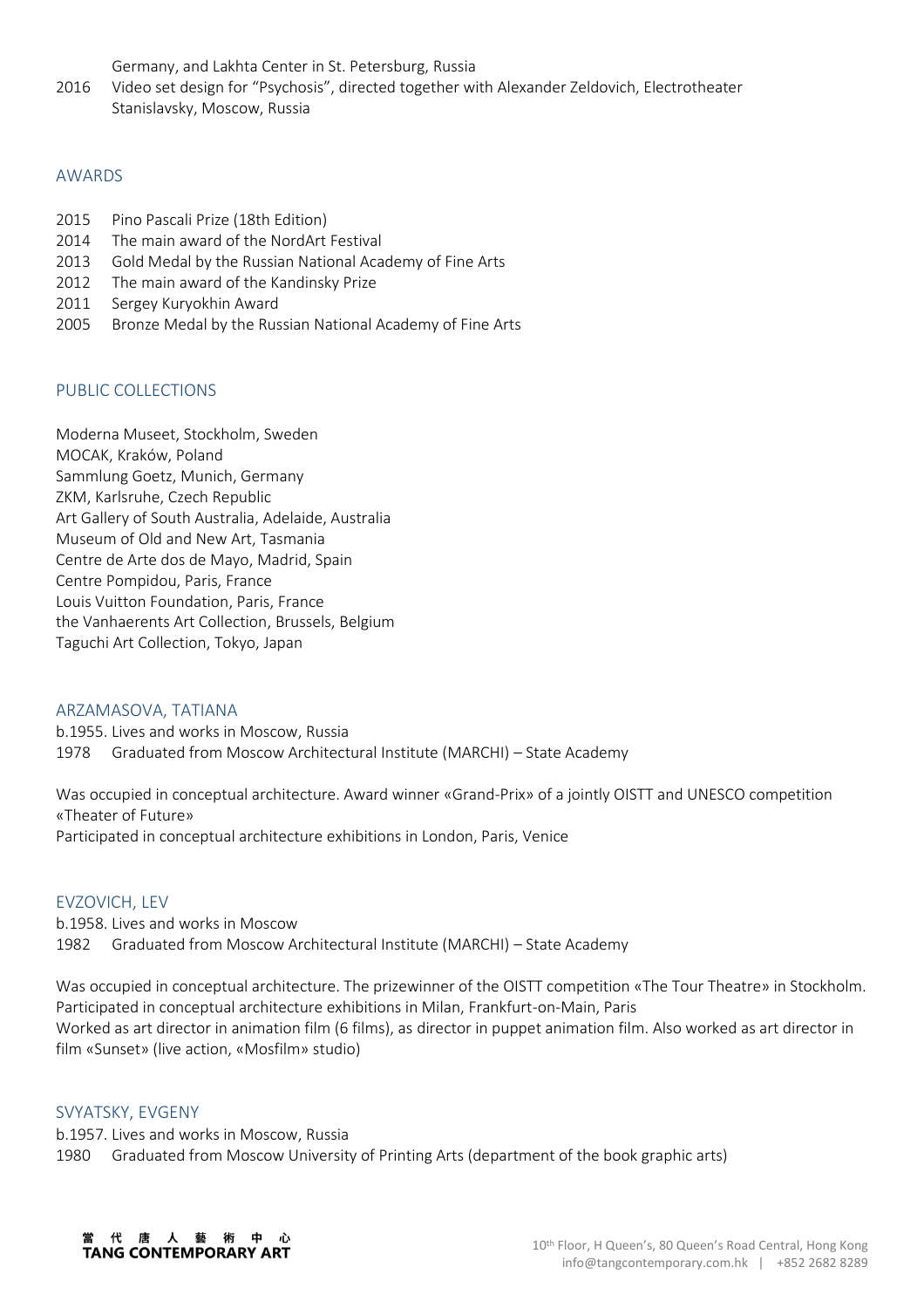Germany, and Lakhta Center in St. Petersburg, Russia

2016 Video set design for "Psychosis", directed together with Alexander Zeldovich, Electrotheater Stanislavsky, Moscow, Russia

## AWARDS

2015 Pino Pascali Prize (18th Edition)
2014 The main award of the NordArt Festival
2013 Gold Medal by the Russian National Academy of Fine Arts
2012 The main award of the Kandinsky Prize
2011 Sergey Kuryokhin Award
2005 Bronze Medal by the Russian National Academy of Fine Arts

## PUBLIC COLLECTIONS

Moderna Museet, Stockholm, Sweden
MOCAK, Kraków, Poland
Sammlung Goetz, Munich, Germany
ZKM, Karlsruhe, Czech Republic
Art Gallery of South Australia, Adelaide, Australia
Museum of Old and New Art, Tasmania
Centre de Arte dos de Mayo, Madrid, Spain
Centre Pompidou, Paris, France
Louis Vuitton Foundation, Paris, France
the Vanhaerents Art Collection, Brussels, Belgium
Taguchi Art Collection, Tokyo, Japan

## ARZAMASOVA, TATIANA

b.1955. Lives and works in Moscow, Russia
1978 Graduated from Moscow Architectural Institute (MARCHI) – State Academy

Was occupied in conceptual architecture. Award winner «Grand-Prix» of a jointly OISTT and UNESCO competition «Theater of Future»
Participated in conceptual architecture exhibitions in London, Paris, Venice

## EVZOVICH, LEV

b.1958. Lives and works in Moscow
1982 Graduated from Moscow Architectural Institute (MARCHI) – State Academy

Was occupied in conceptual architecture. The prizewinner of the OISTT competition «The Tour Theatre» in Stockholm.
Participated in conceptual architecture exhibitions in Milan, Frankfurt-on-Main, Paris
Worked as art director in animation film (6 films), as director in puppet animation film. Also worked as art director in film «Sunset» (live action, «Mosfilm» studio)

## SVYATSKY, EVGENY

b.1957. Lives and works in Moscow, Russia
1980 Graduated from Moscow University of Printing Arts (department of the book graphic arts)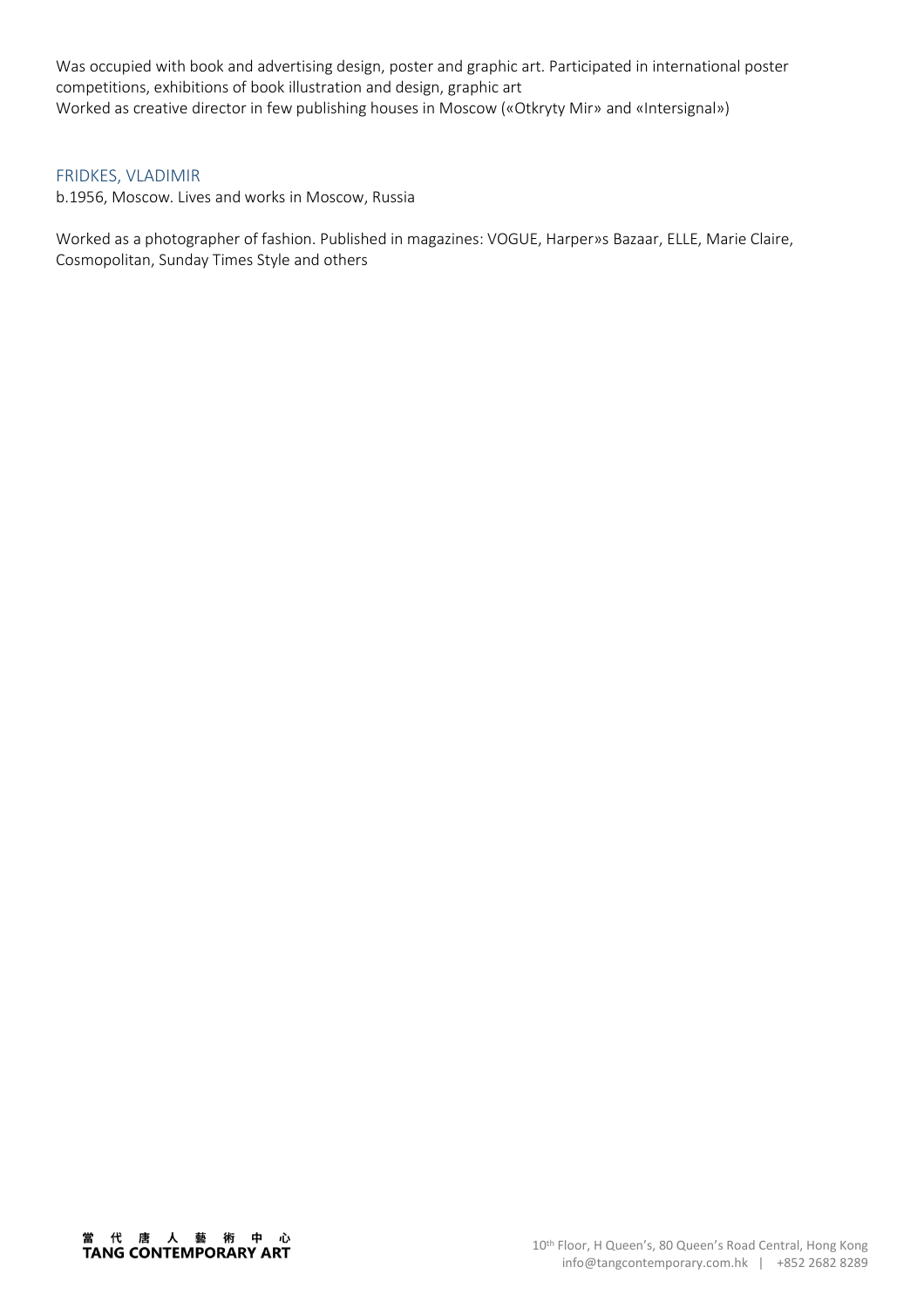Was occupied with book and advertising design, poster and graphic art. Participated in international poster competitions, exhibitions of book illustration and design, graphic art
Worked as creative director in few publishing houses in Moscow («Otkryty Mir» and «Intersignal»)

## FRIDKES, VLADIMIR

b.1956, Moscow. Lives and works in Moscow, Russia

Worked as a photographer of fashion. Published in magazines: VOGUE, Harper»s Bazaar, ELLE, Marie Claire, Cosmopolitan, Sunday Times Style and others